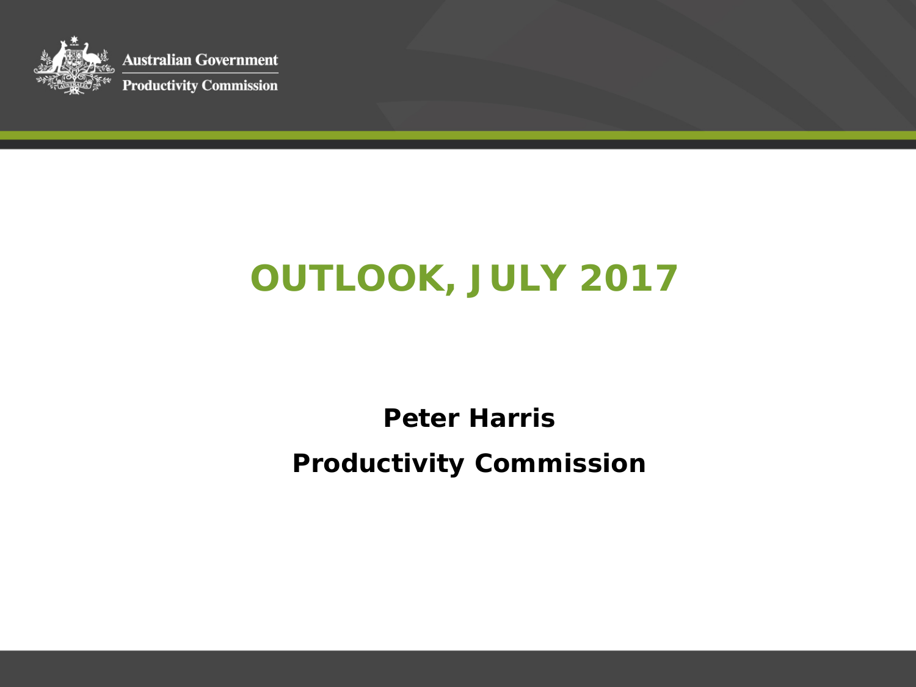Australian Government

Productivity Commission

# OUTLOOK, JULY 2017

**Peter Harris**

**Productivity Commission**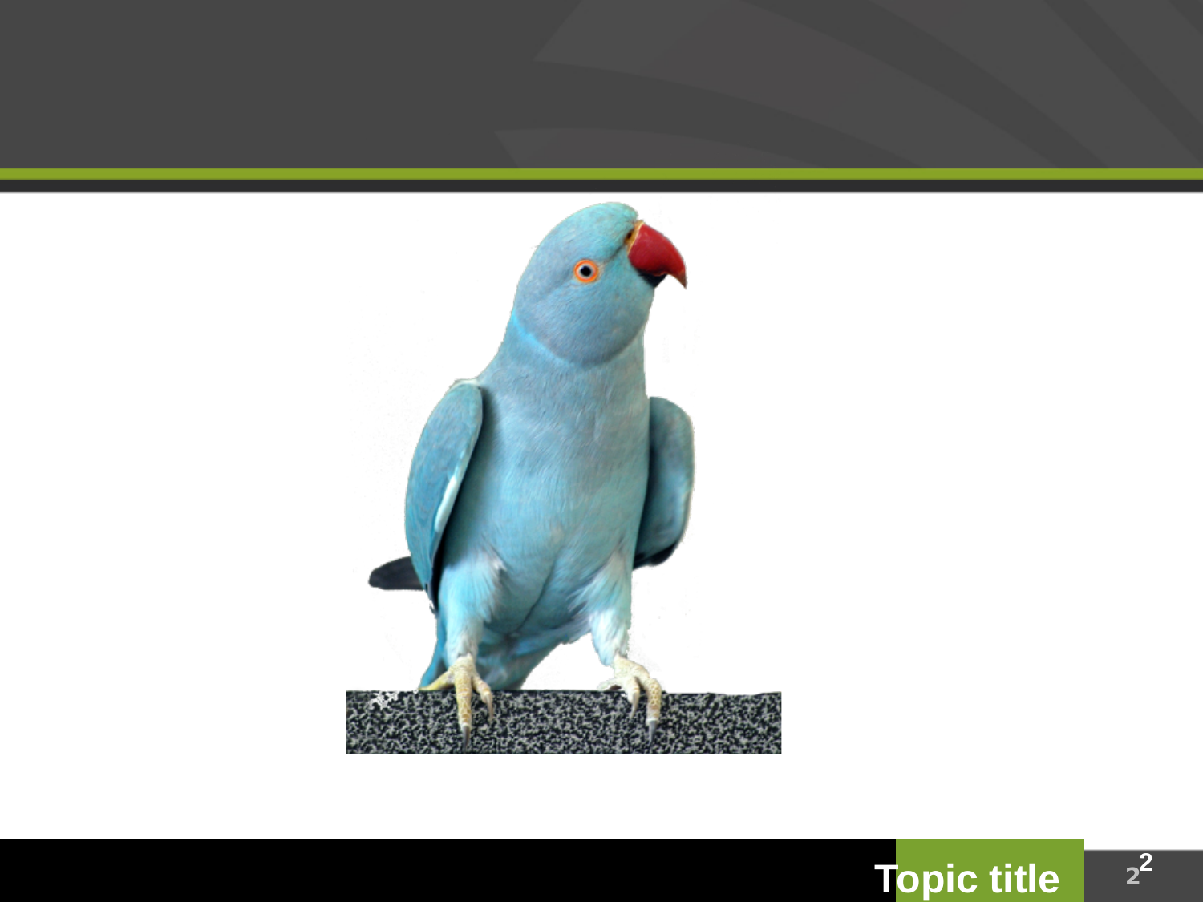Topic title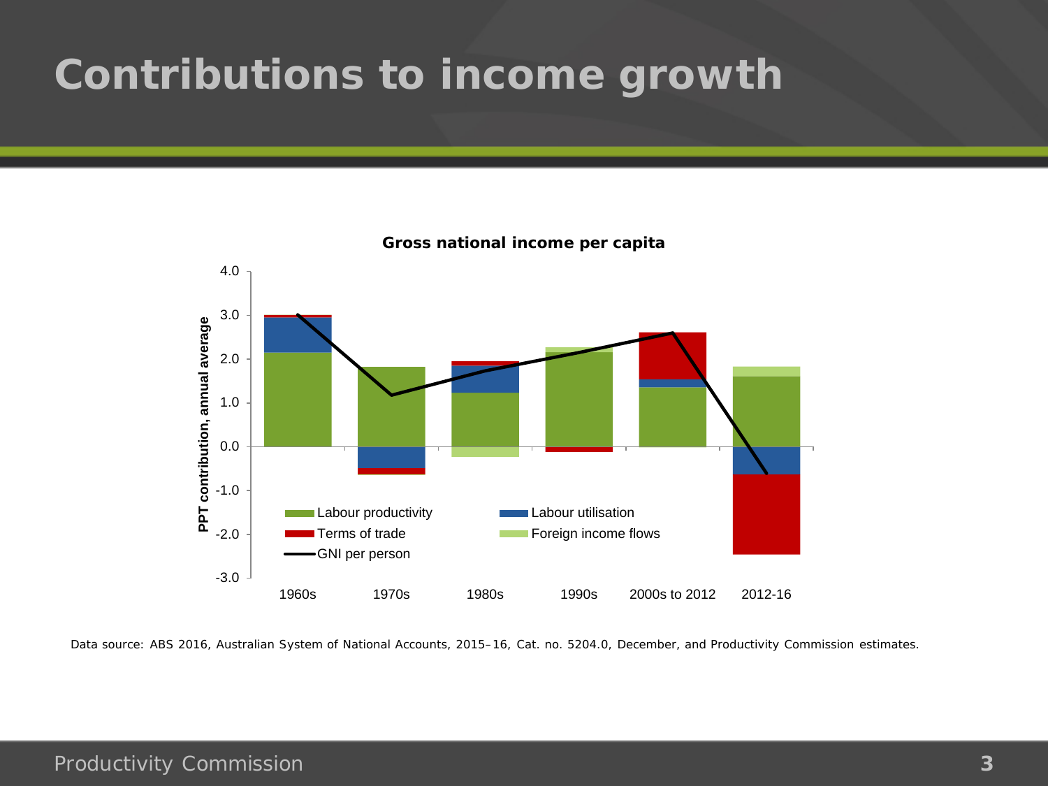# Contributions to income growth

**Gross national income per capita**

PPT contribution, annual average

Legend: Labour productivity; Labour utilisation; Terms of trade; Foreign income flows; GNI per person

Categories: 1960s, 1970s, 1980s, 1990s, 2000s to 2012, 2012-16

Data source: ABS 2016, Australian System of National Accounts, 2015–16, Cat. no. 5204.0, December, and Productivity Commission estimates.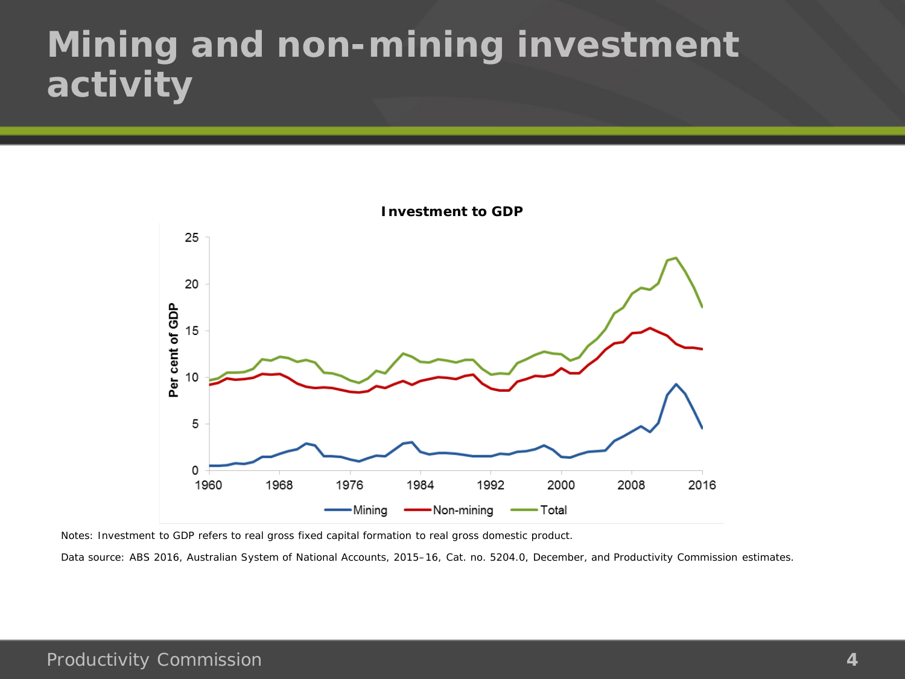# Mining and non-mining investment activity

**Investment to GDP**

Notes: Investment to GDP refers to real gross fixed capital formation to real gross domestic product.

Data source: ABS 2016, Australian System of National Accounts, 2015–16, Cat. no. 5204.0, December, and Productivity Commission estimates.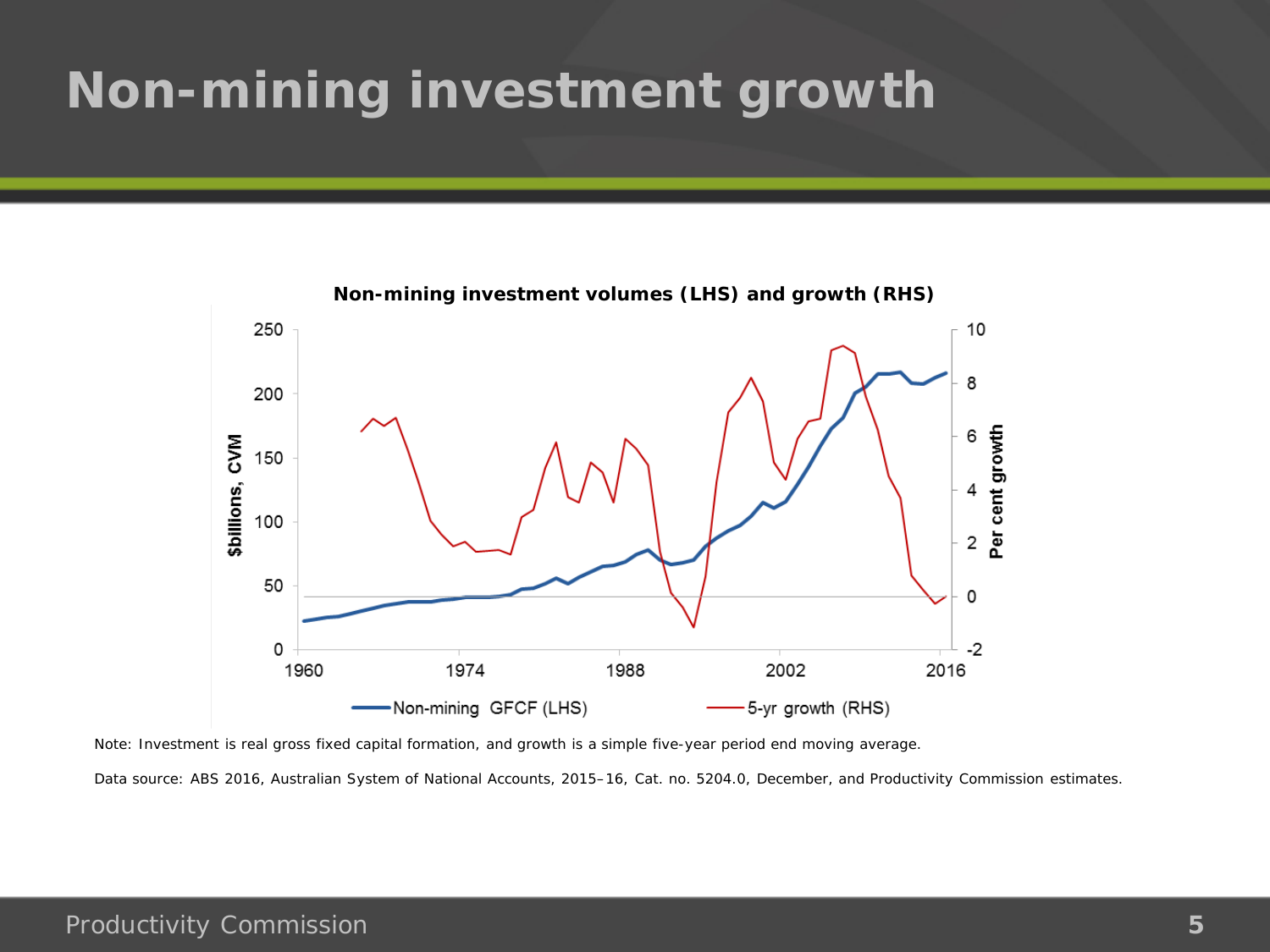# Non-mining investment growth

**Non-mining investment volumes (LHS) and growth (RHS)**

Note: Investment is real gross fixed capital formation, and growth is a simple five-year period end moving average.

Data source: ABS 2016, Australian System of National Accounts, 2015–16, Cat. no. 5204.0, December, and Productivity Commission estimates.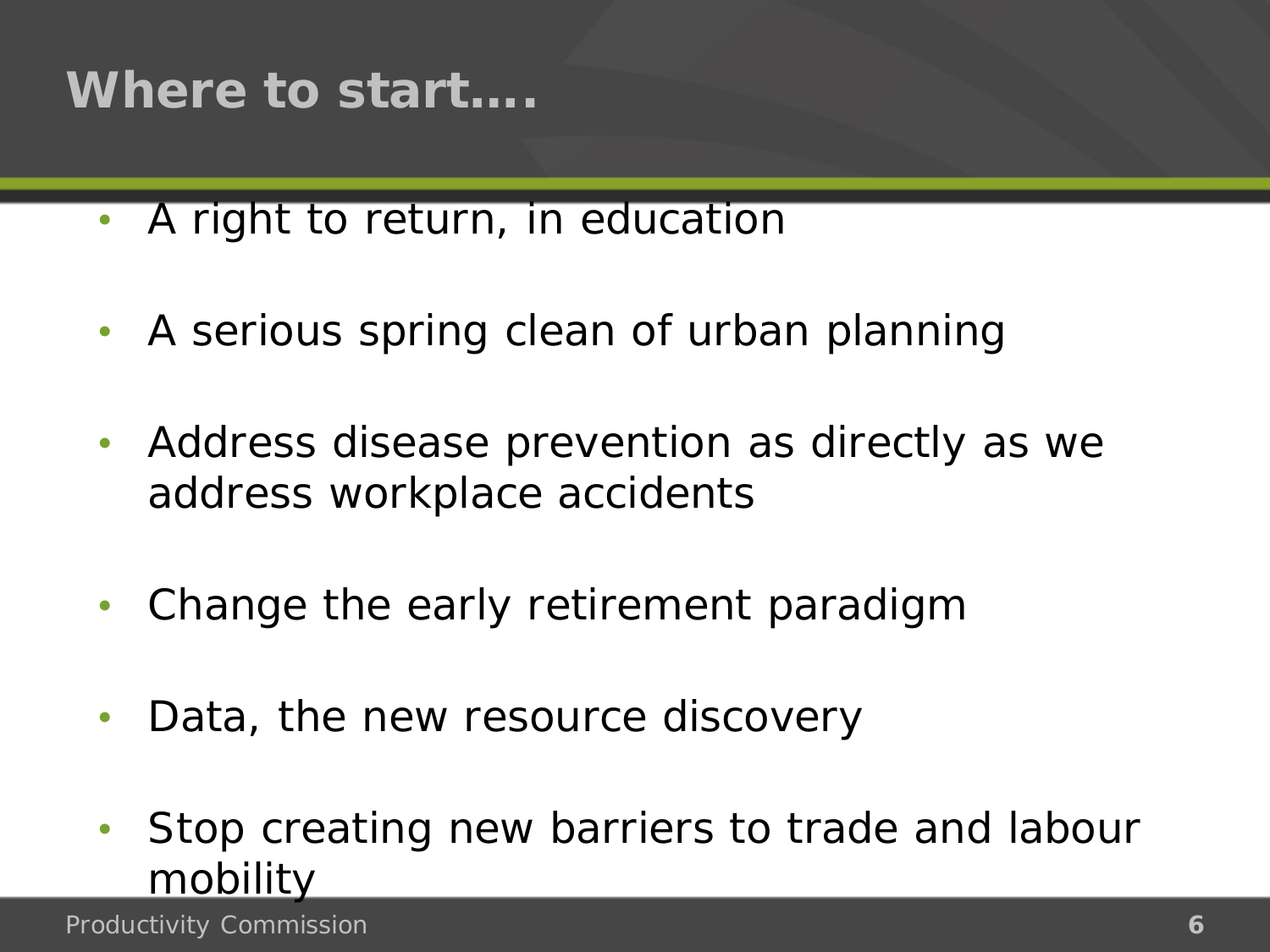## Where to start….

- A right to return, in education
- A serious spring clean of urban planning
- Address disease prevention as directly as we address workplace accidents
- Change the early retirement paradigm
- Data, the new resource discovery
- Stop creating new barriers to trade and labour mobility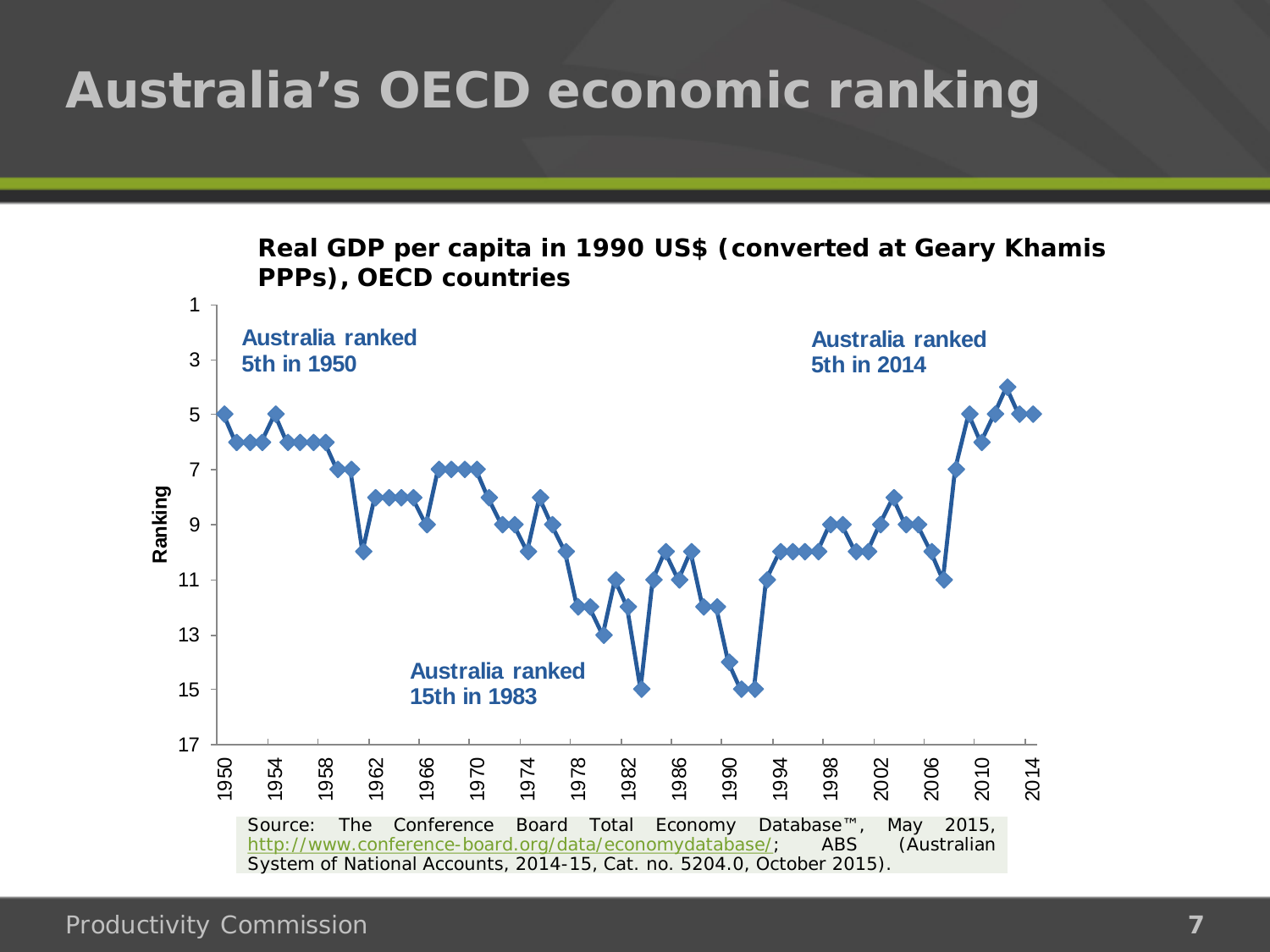# Australia's OECD economic ranking

**Real GDP per capita in 1990 US$ (converted at Geary Khamis PPPs), OECD countries**

Australia ranked 5th in 1950

Australia ranked 15th in 1983

Australia ranked 5th in 2014

Source: The Conference Board Total Economy Database™, May 2015, http://www.conference-board.org/data/economydatabase/; ABS (Australian System of National Accounts, 2014-15, Cat. no. 5204.0, October 2015).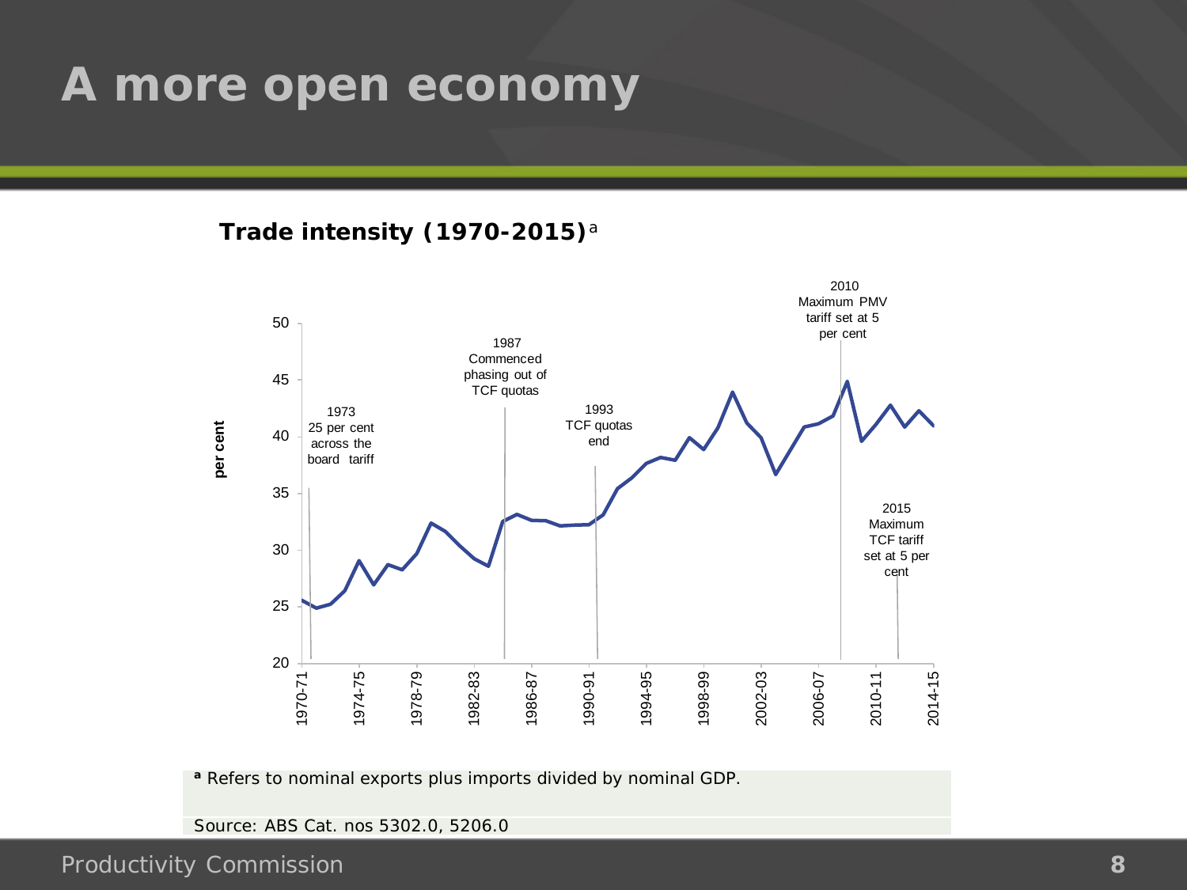# A more open economy

**Trade intensity (1970-2015)**[a]

per cent

1973
25 per cent across the board tariff

1987
Commenced phasing out of TCF quotas

1993
TCF quotas end

2010
Maximum PMV tariff set at 5 per cent

2015
Maximum TCF tariff set at 5 per cent

50
45
40
35
30
25
20

1970-71
1974-75
1978-79
1982-83
1986-87
1990-91
1994-95
1998-99
2002-03
2006-07
2010-11
2014-15

[a] Refers to nominal exports plus imports divided by nominal GDP.

Source: ABS Cat. nos 5302.0, 5206.0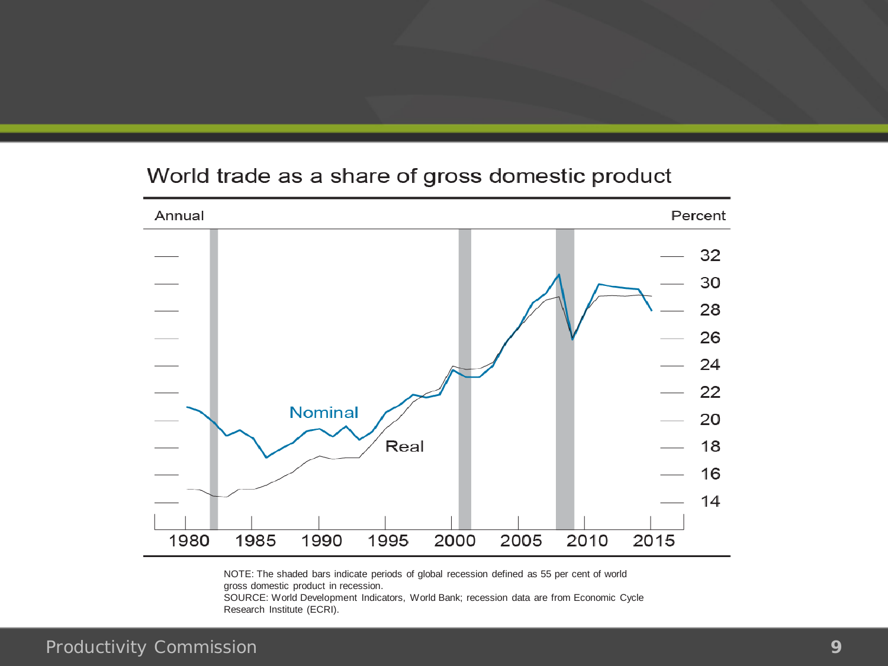## World trade as a share of gross domestic product

Annual

Percent

32
30
28
26
24
22
20
18
16
14

Nominal

Real

1980 1985 1990 1995 2000 2005 2010 2015

NOTE: The shaded bars indicate periods of global recession defined as 55 per cent of world gross domestic product in recession.
SOURCE: World Development Indicators, World Bank; recession data are from Economic Cycle Research Institute (ECRI).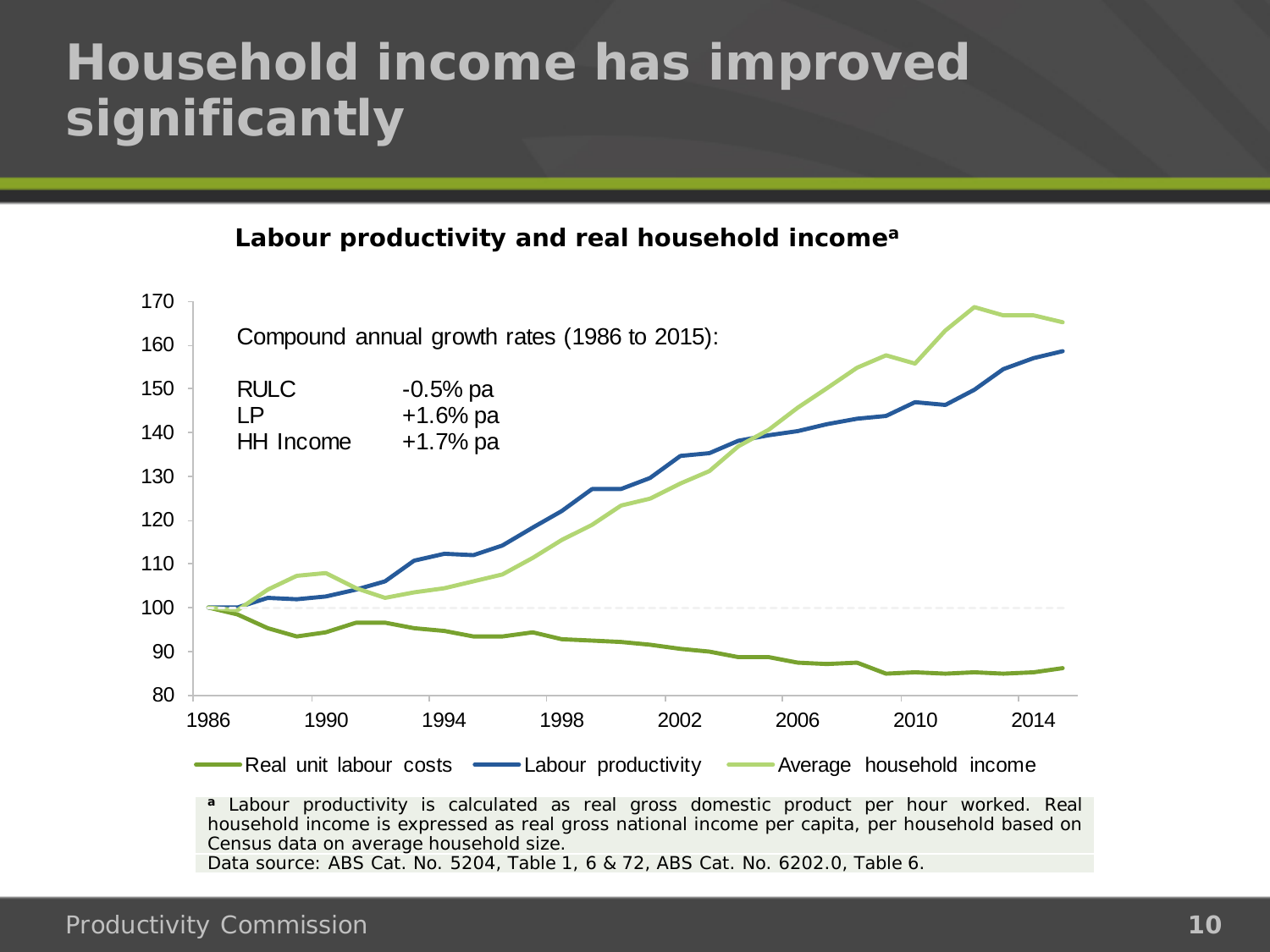# Household income has improved significantly

**Labour productivity and real household income[a]**

Compound annual growth rates (1986 to 2015):

| | |
|---|---|
| RULC | -0.5% pa |
| LP | +1.6% pa |
| HH Income | +1.7% pa |

Real unit labour costs — Labour productivity — Average household income

[a] Labour productivity is calculated as real gross domestic product per hour worked. Real household income is expressed as real gross national income per capita, per household based on Census data on average household size.

Data source: ABS Cat. No. 5204, Table 1, 6 & 72, ABS Cat. No. 6202.0, Table 6.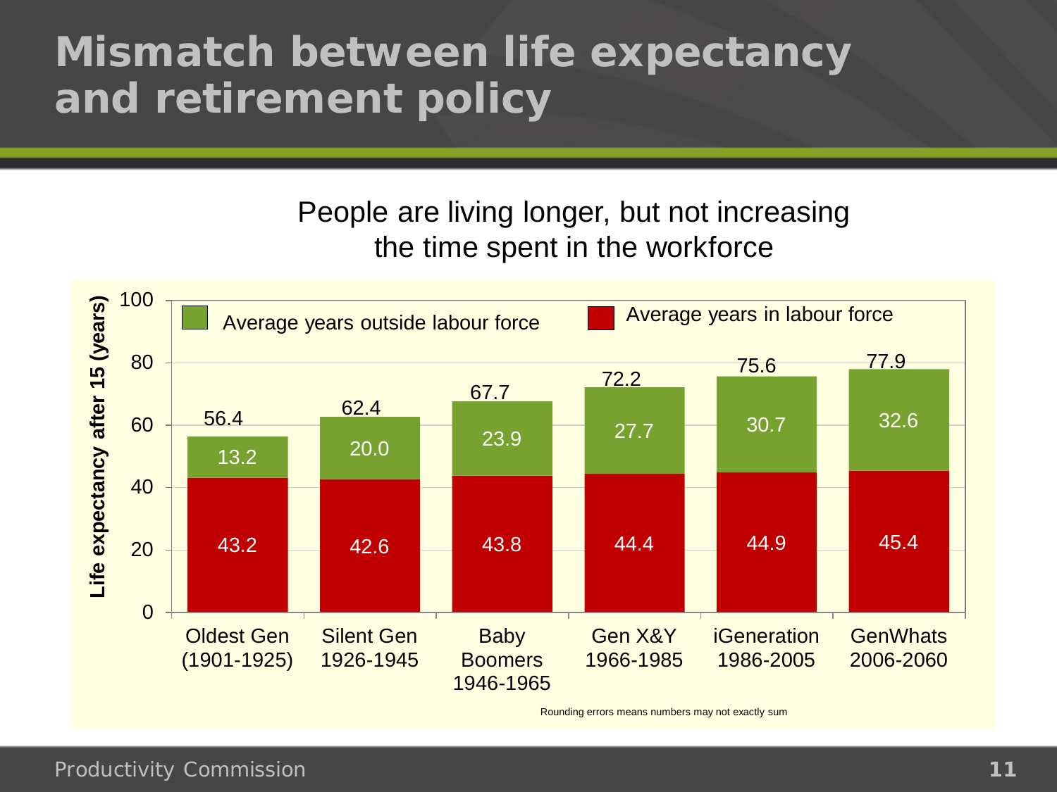# Mismatch between life expectancy and retirement policy

People are living longer, but not increasing the time spent in the workforce

Life expectancy after 15 (years)

100
80
60
40
20
0

Average years outside labour force

Average years in labour force

Oldest Gen (1901-1925): 56.4, 13.2, 43.2

Silent Gen 1926-1945: 62.4, 20.0, 42.6

Baby Boomers 1946-1965: 67.7, 23.9, 43.8

Gen X&Y 1966-1985: 72.2, 27.7, 44.4

iGeneration 1986-2005: 75.6, 30.7, 44.9

GenWhats 2006-2060: 77.9, 32.6, 45.4

Rounding errors means numbers may not exactly sum

Productivity Commission